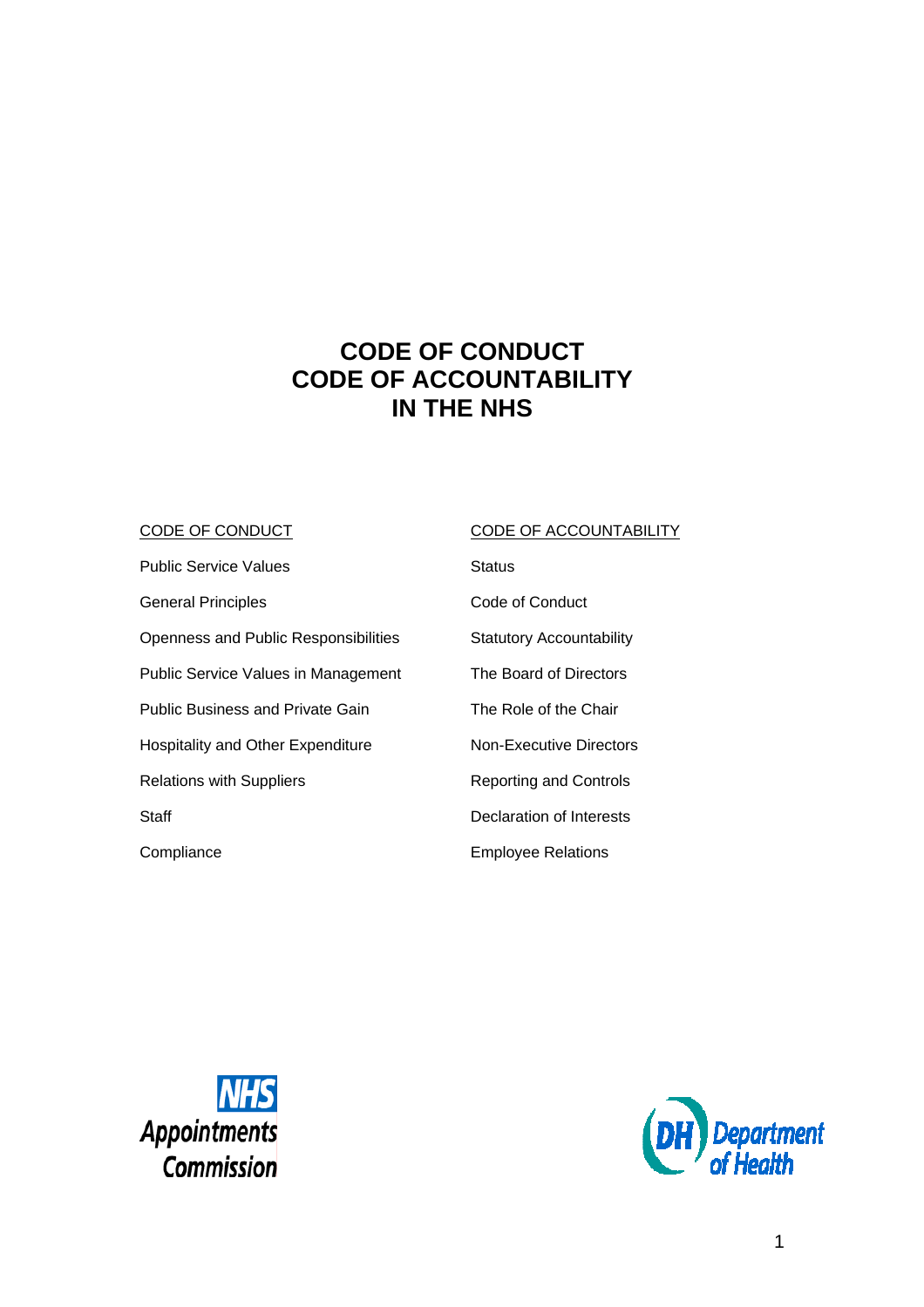# CODE OF CONDUCT
# CODE OF ACCOUNTABILITY
# IN THE NHS

<u>CODE OF CONDUCT</u>

- Public Service Values
- General Principles
- Openness and Public Responsibilities
- Public Service Values in Management
- Public Business and Private Gain
- Hospitality and Other Expenditure
- Relations with Suppliers
- Staff
- Compliance

<u>CODE OF ACCOUNTABILITY</u>

- Status
- Code of Conduct
- Statutory Accountability
- The Board of Directors
- The Role of the Chair
- Non-Executive Directors
- Reporting and Controls
- Declaration of Interests
- Employee Relations

NHS Appointments Commission

Department of Health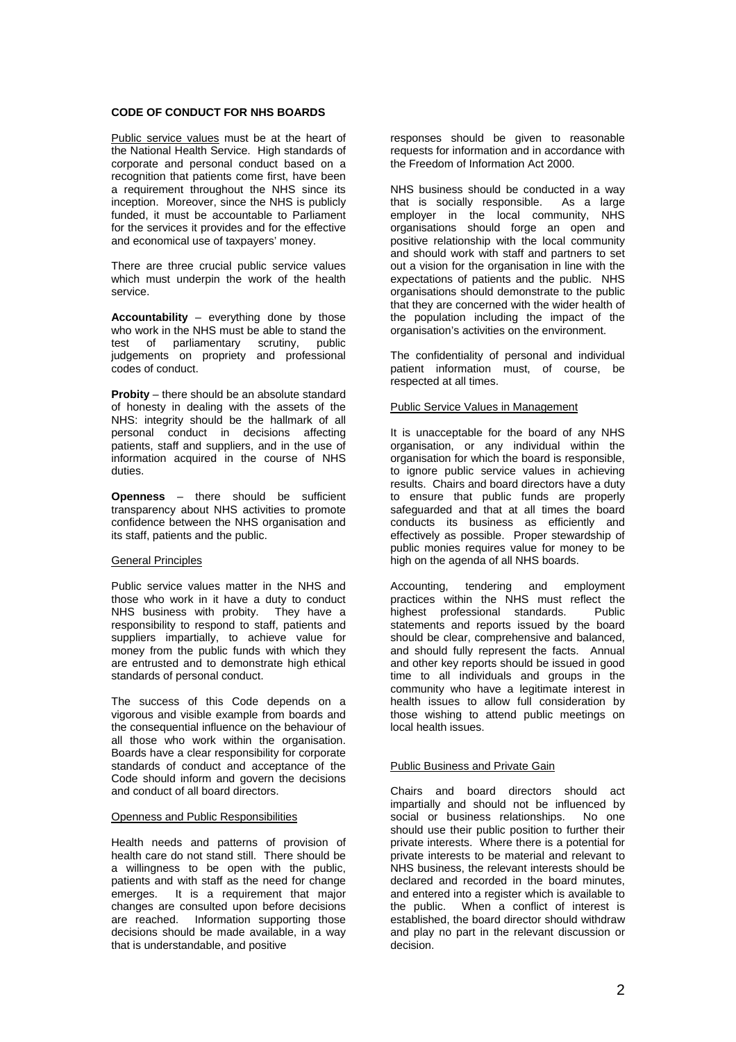**CODE OF CONDUCT FOR NHS BOARDS**

Public service values must be at the heart of the National Health Service. High standards of corporate and personal conduct based on a recognition that patients come first, have been a requirement throughout the NHS since its inception. Moreover, since the NHS is publicly funded, it must be accountable to Parliament for the services it provides and for the effective and economical use of taxpayers' money.

There are three crucial public service values which must underpin the work of the health service.

**Accountability** – everything done by those who work in the NHS must be able to stand the test of parliamentary scrutiny, public judgements on propriety and professional codes of conduct.

**Probity** – there should be an absolute standard of honesty in dealing with the assets of the NHS: integrity should be the hallmark of all personal conduct in decisions affecting patients, staff and suppliers, and in the use of information acquired in the course of NHS duties.

**Openness** – there should be sufficient transparency about NHS activities to promote confidence between the NHS organisation and its staff, patients and the public.

## General Principles

Public service values matter in the NHS and those who work in it have a duty to conduct NHS business with probity. They have a responsibility to respond to staff, patients and suppliers impartially, to achieve value for money from the public funds with which they are entrusted and to demonstrate high ethical standards of personal conduct.

The success of this Code depends on a vigorous and visible example from boards and the consequential influence on the behaviour of all those who work within the organisation. Boards have a clear responsibility for corporate standards of conduct and acceptance of the Code should inform and govern the decisions and conduct of all board directors.

## Openness and Public Responsibilities

Health needs and patterns of provision of health care do not stand still. There should be a willingness to be open with the public, patients and with staff as the need for change emerges. It is a requirement that major changes are consulted upon before decisions are reached. Information supporting those decisions should be made available, in a way that is understandable, and positive responses should be given to reasonable requests for information and in accordance with the Freedom of Information Act 2000.

NHS business should be conducted in a way that is socially responsible. As a large employer in the local community, NHS organisations should forge an open and positive relationship with the local community and should work with staff and partners to set out a vision for the organisation in line with the expectations of patients and the public. NHS organisations should demonstrate to the public that they are concerned with the wider health of the population including the impact of the organisation's activities on the environment.

The confidentiality of personal and individual patient information must, of course, be respected at all times.

## Public Service Values in Management

It is unacceptable for the board of any NHS organisation, or any individual within the organisation for which the board is responsible, to ignore public service values in achieving results. Chairs and board directors have a duty to ensure that public funds are properly safeguarded and that at all times the board conducts its business as efficiently and effectively as possible. Proper stewardship of public monies requires value for money to be high on the agenda of all NHS boards.

Accounting, tendering and employment practices within the NHS must reflect the highest professional standards. Public statements and reports issued by the board should be clear, comprehensive and balanced, and should fully represent the facts. Annual and other key reports should be issued in good time to all individuals and groups in the community who have a legitimate interest in health issues to allow full consideration by those wishing to attend public meetings on local health issues.

## Public Business and Private Gain

Chairs and board directors should act impartially and should not be influenced by social or business relationships. No one should use their public position to further their private interests. Where there is a potential for private interests to be material and relevant to NHS business, the relevant interests should be declared and recorded in the board minutes, and entered into a register which is available to the public. When a conflict of interest is established, the board director should withdraw and play no part in the relevant discussion or decision.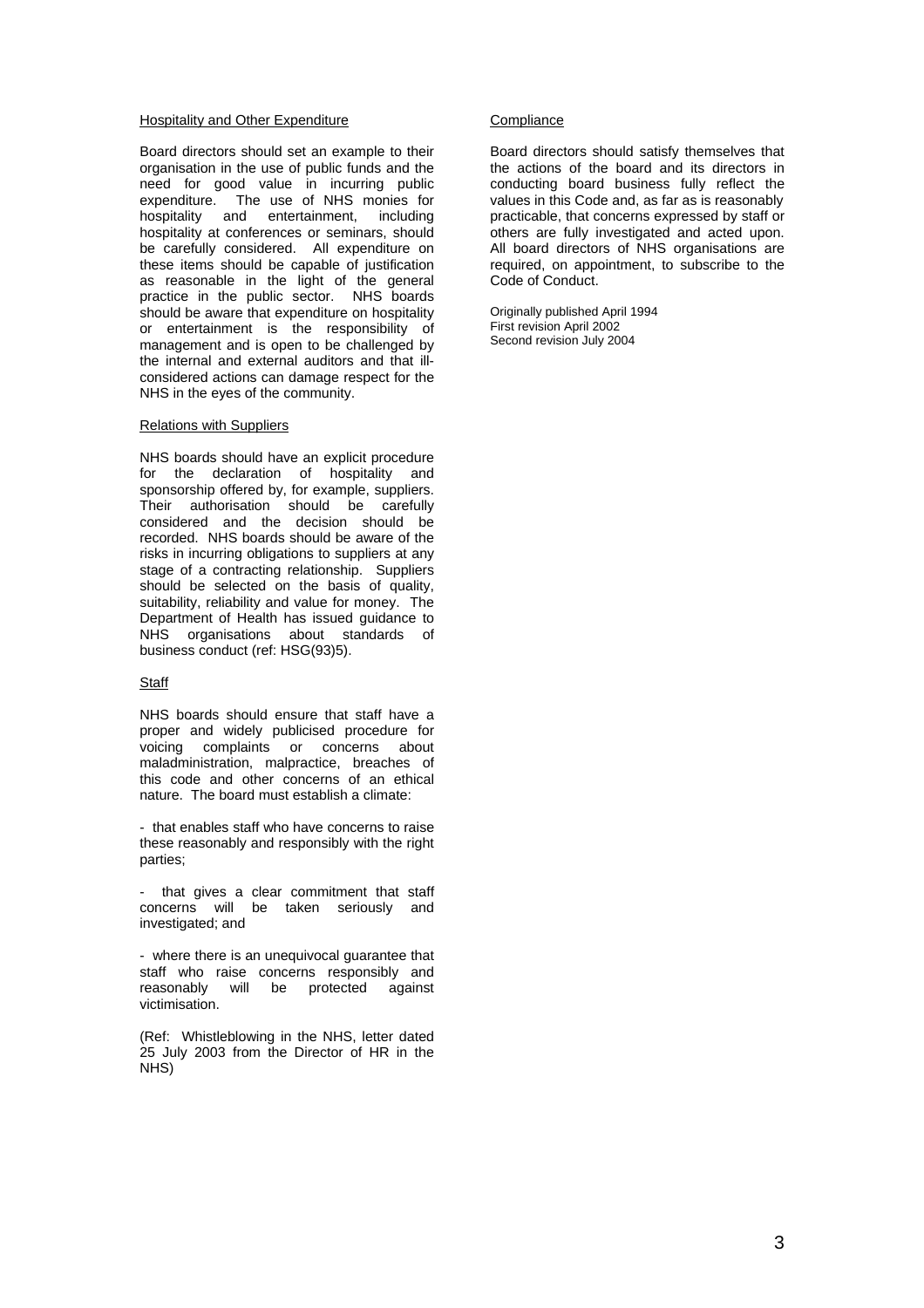## Hospitality and Other Expenditure

Board directors should set an example to their organisation in the use of public funds and the need for good value in incurring public expenditure. The use of NHS monies for hospitality and entertainment, including hospitality at conferences or seminars, should be carefully considered. All expenditure on these items should be capable of justification as reasonable in the light of the general practice in the public sector. NHS boards should be aware that expenditure on hospitality or entertainment is the responsibility of management and is open to be challenged by the internal and external auditors and that ill-considered actions can damage respect for the NHS in the eyes of the community.

## Relations with Suppliers

NHS boards should have an explicit procedure for the declaration of hospitality and sponsorship offered by, for example, suppliers. Their authorisation should be carefully considered and the decision should be recorded. NHS boards should be aware of the risks in incurring obligations to suppliers at any stage of a contracting relationship. Suppliers should be selected on the basis of quality, suitability, reliability and value for money. The Department of Health has issued guidance to NHS organisations about standards of business conduct (ref: HSG(93)5).

## Staff

NHS boards should ensure that staff have a proper and widely publicised procedure for voicing complaints or concerns about maladministration, malpractice, breaches of this code and other concerns of an ethical nature. The board must establish a climate:

- that enables staff who have concerns to raise these reasonably and responsibly with the right parties;

- that gives a clear commitment that staff concerns will be taken seriously and investigated; and

- where there is an unequivocal guarantee that staff who raise concerns responsibly and reasonably will be protected against victimisation.

(Ref: Whistleblowing in the NHS, letter dated 25 July 2003 from the Director of HR in the NHS)

## Compliance

Board directors should satisfy themselves that the actions of the board and its directors in conducting board business fully reflect the values in this Code and, as far as is reasonably practicable, that concerns expressed by staff or others are fully investigated and acted upon. All board directors of NHS organisations are required, on appointment, to subscribe to the Code of Conduct.

Originally published April 1994
First revision April 2002
Second revision July 2004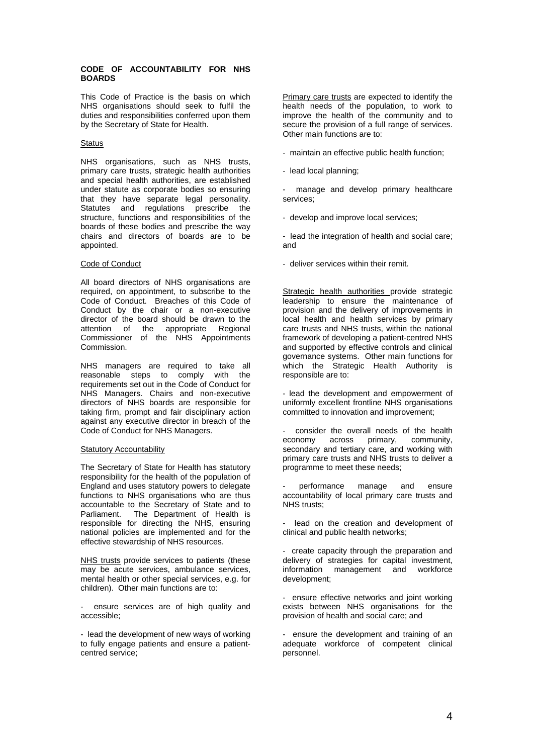## CODE OF ACCOUNTABILITY FOR NHS BOARDS

This Code of Practice is the basis on which NHS organisations should seek to fulfil the duties and responsibilities conferred upon them by the Secretary of State for Health.

### Status

NHS organisations, such as NHS trusts, primary care trusts, strategic health authorities and special health authorities, are established under statute as corporate bodies so ensuring that they have separate legal personality. Statutes and regulations prescribe the structure, functions and responsibilities of the boards of these bodies and prescribe the way chairs and directors of boards are to be appointed.

### Code of Conduct

All board directors of NHS organisations are required, on appointment, to subscribe to the Code of Conduct. Breaches of this Code of Conduct by the chair or a non-executive director of the board should be drawn to the attention of the appropriate Regional Commissioner of the NHS Appointments Commission.

NHS managers are required to take all reasonable steps to comply with the requirements set out in the Code of Conduct for NHS Managers. Chairs and non-executive directors of NHS boards are responsible for taking firm, prompt and fair disciplinary action against any executive director in breach of the Code of Conduct for NHS Managers.

### Statutory Accountability

The Secretary of State for Health has statutory responsibility for the health of the population of England and uses statutory powers to delegate functions to NHS organisations who are thus accountable to the Secretary of State and to Parliament. The Department of Health is responsible for directing the NHS, ensuring national policies are implemented and for the effective stewardship of NHS resources.

NHS trusts provide services to patients (these may be acute services, ambulance services, mental health or other special services, e.g. for children). Other main functions are to:

- ensure services are of high quality and accessible;
- lead the development of new ways of working to fully engage patients and ensure a patient-centred service;

Primary care trusts are expected to identify the health needs of the population, to work to improve the health of the community and to secure the provision of a full range of services. Other main functions are to:

- maintain an effective public health function;
- lead local planning;
- manage and develop primary healthcare services;
- develop and improve local services;
- lead the integration of health and social care; and
- deliver services within their remit.

Strategic health authorities provide strategic leadership to ensure the maintenance of provision and the delivery of improvements in local health and health services by primary care trusts and NHS trusts, within the national framework of developing a patient-centred NHS and supported by effective controls and clinical governance systems. Other main functions for which the Strategic Health Authority is responsible are to:

- lead the development and empowerment of uniformly excellent frontline NHS organisations committed to innovation and improvement;
- consider the overall needs of the health economy across primary, community, secondary and tertiary care, and working with primary care trusts and NHS trusts to deliver a programme to meet these needs;
- performance manage and ensure accountability of local primary care trusts and NHS trusts;
- lead on the creation and development of clinical and public health networks;
- create capacity through the preparation and delivery of strategies for capital investment, information management and workforce development;
- ensure effective networks and joint working exists between NHS organisations for the provision of health and social care; and
- ensure the development and training of an adequate workforce of competent clinical personnel.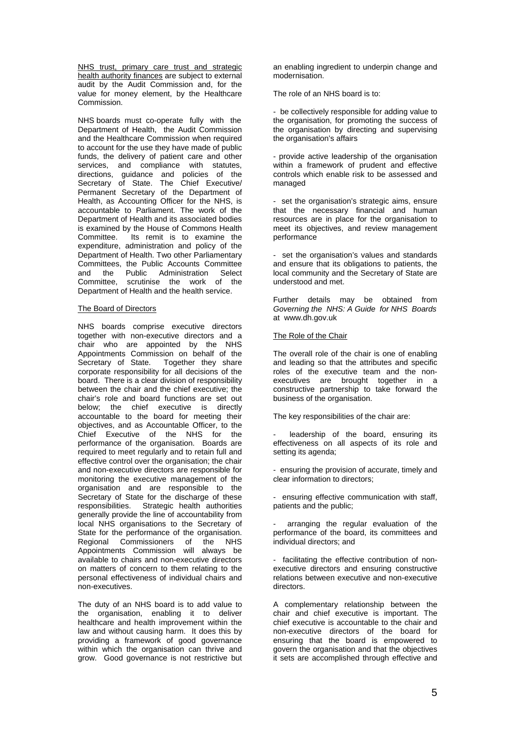NHS trust, primary care trust and strategic health authority finances are subject to external audit by the Audit Commission and, for the value for money element, by the Healthcare Commission.

NHS boards must co-operate fully with the Department of Health, the Audit Commission and the Healthcare Commission when required to account for the use they have made of public funds, the delivery of patient care and other services, and compliance with statutes, directions, guidance and policies of the Secretary of State. The Chief Executive/ Permanent Secretary of the Department of Health, as Accounting Officer for the NHS, is accountable to Parliament. The work of the Department of Health and its associated bodies is examined by the House of Commons Health Committee. Its remit is to examine the expenditure, administration and policy of the Department of Health. Two other Parliamentary Committees, the Public Accounts Committee and the Public Administration Select Committee, scrutinise the work of the Department of Health and the health service.

## The Board of Directors

NHS boards comprise executive directors together with non-executive directors and a chair who are appointed by the NHS Appointments Commission on behalf of the Secretary of State. Together they share corporate responsibility for all decisions of the board. There is a clear division of responsibility between the chair and the chief executive; the chair's role and board functions are set out below; the chief executive is directly accountable to the board for meeting their objectives, and as Accountable Officer, to the Chief Executive of the NHS for the performance of the organisation. Boards are required to meet regularly and to retain full and effective control over the organisation; the chair and non-executive directors are responsible for monitoring the executive management of the organisation and are responsible to the Secretary of State for the discharge of these responsibilities. Strategic health authorities generally provide the line of accountability from local NHS organisations to the Secretary of State for the performance of the organisation. Regional Commissioners of the NHS Appointments Commission will always be available to chairs and non-executive directors on matters of concern to them relating to the personal effectiveness of individual chairs and non-executives.

The duty of an NHS board is to add value to the organisation, enabling it to deliver healthcare and health improvement within the law and without causing harm. It does this by providing a framework of good governance within which the organisation can thrive and grow. Good governance is not restrictive but an enabling ingredient to underpin change and modernisation.

The role of an NHS board is to:

- be collectively responsible for adding value to the organisation, for promoting the success of the organisation by directing and supervising the organisation's affairs
- provide active leadership of the organisation within a framework of prudent and effective controls which enable risk to be assessed and managed
- set the organisation's strategic aims, ensure that the necessary financial and human resources are in place for the organisation to meet its objectives, and review management performance
- set the organisation's values and standards and ensure that its obligations to patients, the local community and the Secretary of State are understood and met.

Further details may be obtained from *Governing the NHS: A Guide for NHS Boards* at www.dh.gov.uk

## The Role of the Chair

The overall role of the chair is one of enabling and leading so that the attributes and specific roles of the executive team and the non-executives are brought together in a constructive partnership to take forward the business of the organisation.

The key responsibilities of the chair are:

- leadership of the board, ensuring its effectiveness on all aspects of its role and setting its agenda;
- ensuring the provision of accurate, timely and clear information to directors;
- ensuring effective communication with staff, patients and the public;
- arranging the regular evaluation of the performance of the board, its committees and individual directors; and
- facilitating the effective contribution of non-executive directors and ensuring constructive relations between executive and non-executive directors.

A complementary relationship between the chair and chief executive is important. The chief executive is accountable to the chair and non-executive directors of the board for ensuring that the board is empowered to govern the organisation and that the objectives it sets are accomplished through effective and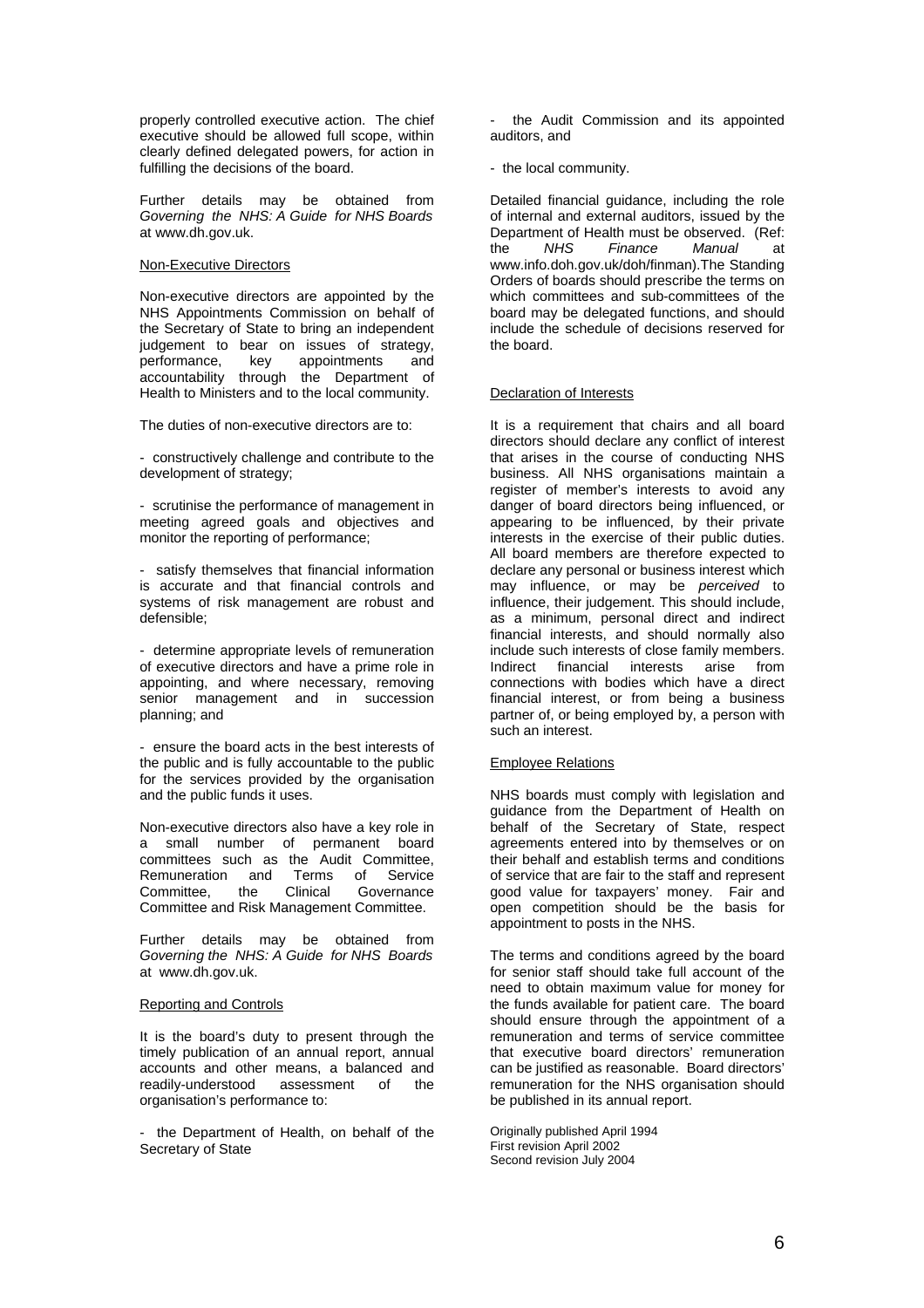properly controlled executive action. The chief executive should be allowed full scope, within clearly defined delegated powers, for action in fulfilling the decisions of the board.

Further details may be obtained from *Governing the NHS: A Guide for NHS Boards* at www.dh.gov.uk.

Non-Executive Directors

Non-executive directors are appointed by the NHS Appointments Commission on behalf of the Secretary of State to bring an independent judgement to bear on issues of strategy, performance, key appointments and accountability through the Department of Health to Ministers and to the local community.

The duties of non-executive directors are to:

- constructively challenge and contribute to the development of strategy;

- scrutinise the performance of management in meeting agreed goals and objectives and monitor the reporting of performance;

- satisfy themselves that financial information is accurate and that financial controls and systems of risk management are robust and defensible;

- determine appropriate levels of remuneration of executive directors and have a prime role in appointing, and where necessary, removing senior management and in succession planning; and

- ensure the board acts in the best interests of the public and is fully accountable to the public for the services provided by the organisation and the public funds it uses.

Non-executive directors also have a key role in a small number of permanent board committees such as the Audit Committee, Remuneration and Terms of Service Committee, the Clinical Governance Committee and Risk Management Committee.

Further details may be obtained from *Governing the NHS: A Guide for NHS Boards* at www.dh.gov.uk.

Reporting and Controls

It is the board's duty to present through the timely publication of an annual report, annual accounts and other means, a balanced and readily-understood assessment of the organisation's performance to:

- the Department of Health, on behalf of the Secretary of State

- the Audit Commission and its appointed auditors, and

- the local community.

Detailed financial guidance, including the role of internal and external auditors, issued by the Department of Health must be observed. (Ref: the *NHS Finance Manual* at www.info.doh.gov.uk/doh/finman).The Standing Orders of boards should prescribe the terms on which committees and sub-committees of the board may be delegated functions, and should include the schedule of decisions reserved for the board.

Declaration of Interests

It is a requirement that chairs and all board directors should declare any conflict of interest that arises in the course of conducting NHS business. All NHS organisations maintain a register of member's interests to avoid any danger of board directors being influenced, or appearing to be influenced, by their private interests in the exercise of their public duties. All board members are therefore expected to declare any personal or business interest which may influence, or may be *perceived* to influence, their judgement. This should include, as a minimum, personal direct and indirect financial interests, and should normally also include such interests of close family members. Indirect financial interests arise from connections with bodies which have a direct financial interest, or from being a business partner of, or being employed by, a person with such an interest.

Employee Relations

NHS boards must comply with legislation and guidance from the Department of Health on behalf of the Secretary of State, respect agreements entered into by themselves or on their behalf and establish terms and conditions of service that are fair to the staff and represent good value for taxpayers' money. Fair and open competition should be the basis for appointment to posts in the NHS.

The terms and conditions agreed by the board for senior staff should take full account of the need to obtain maximum value for money for the funds available for patient care. The board should ensure through the appointment of a remuneration and terms of service committee that executive board directors' remuneration can be justified as reasonable. Board directors' remuneration for the NHS organisation should be published in its annual report.

Originally published April 1994
First revision April 2002
Second revision July 2004